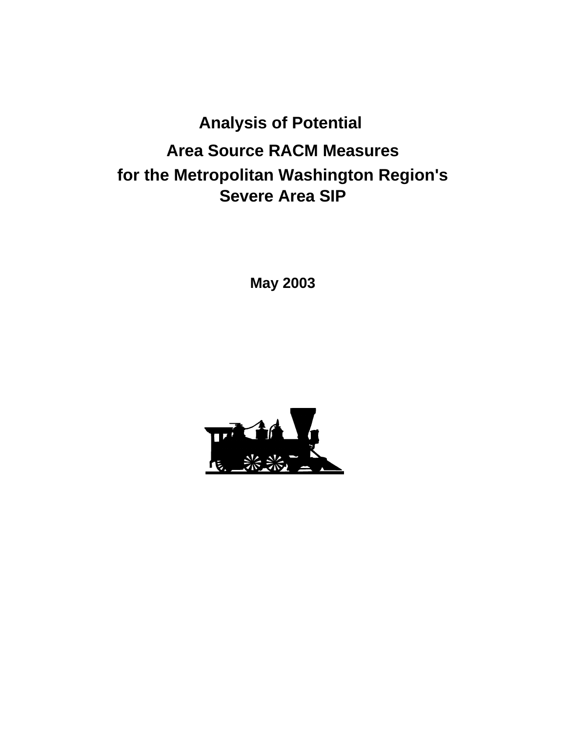# Analysis of Potential Area Source RACM Measures for the Metropolitan Washington Region's Severe Area SIP

**May 2003**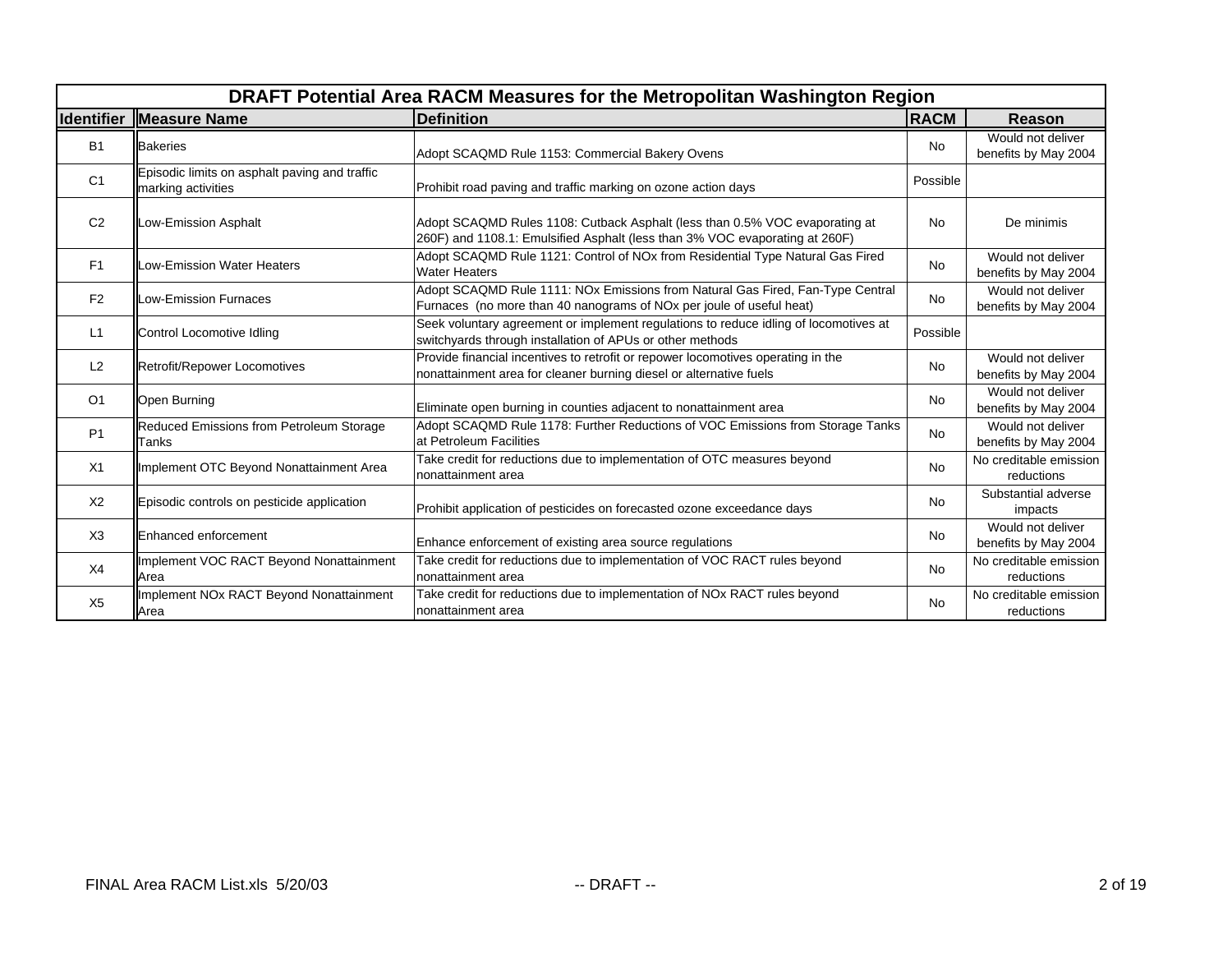## DRAFT Potential Area RACM Measures for the Metropolitan Washington Region

| Identifier | Measure Name | Definition | RACM | Reason |
|---|---|---|---|---|
| B1 | Bakeries | Adopt SCAQMD Rule 1153: Commercial Bakery Ovens | No | Would not deliver benefits by May 2004 |
| C1 | Episodic limits on asphalt paving and traffic marking activities | Prohibit road paving and traffic marking on ozone action days | Possible | |
| C2 | Low-Emission Asphalt | Adopt SCAQMD Rules 1108: Cutback Asphalt (less than 0.5% VOC evaporating at 260F) and 1108.1: Emulsified Asphalt (less than 3% VOC evaporating at 260F) | No | De minimis |
| F1 | Low-Emission Water Heaters | Adopt SCAQMD Rule 1121: Control of NOx from Residential Type Natural Gas Fired Water Heaters | No | Would not deliver benefits by May 2004 |
| F2 | Low-Emission Furnaces | Adopt SCAQMD Rule 1111: NOx Emissions from Natural Gas Fired, Fan-Type Central Furnaces (no more than 40 nanograms of NOx per joule of useful heat) | No | Would not deliver benefits by May 2004 |
| L1 | Control Locomotive Idling | Seek voluntary agreement or implement regulations to reduce idling of locomotives at switchyards through installation of APUs or other methods | Possible | |
| L2 | Retrofit/Repower Locomotives | Provide financial incentives to retrofit or repower locomotives operating in the nonattainment area for cleaner burning diesel or alternative fuels | No | Would not deliver benefits by May 2004 |
| O1 | Open Burning | Eliminate open burning in counties adjacent to nonattainment area | No | Would not deliver benefits by May 2004 |
| P1 | Reduced Emissions from Petroleum Storage Tanks | Adopt SCAQMD Rule 1178: Further Reductions of VOC Emissions from Storage Tanks at Petroleum Facilities | No | Would not deliver benefits by May 2004 |
| X1 | Implement OTC Beyond Nonattainment Area | Take credit for reductions due to implementation of OTC measures beyond nonattainment area | No | No creditable emission reductions |
| X2 | Episodic controls on pesticide application | Prohibit application of pesticides on forecasted ozone exceedance days | No | Substantial adverse impacts |
| X3 | Enhanced enforcement | Enhance enforcement of existing area source regulations | No | Would not deliver benefits by May 2004 |
| X4 | Implement VOC RACT Beyond Nonattainment Area | Take credit for reductions due to implementation of VOC RACT rules beyond nonattainment area | No | No creditable emission reductions |
| X5 | Implement NOx RACT Beyond Nonattainment Area | Take credit for reductions due to implementation of NOx RACT rules beyond nonattainment area | No | No creditable emission reductions |

FINAL Area RACM List.xls 5/20/03 -- DRAFT --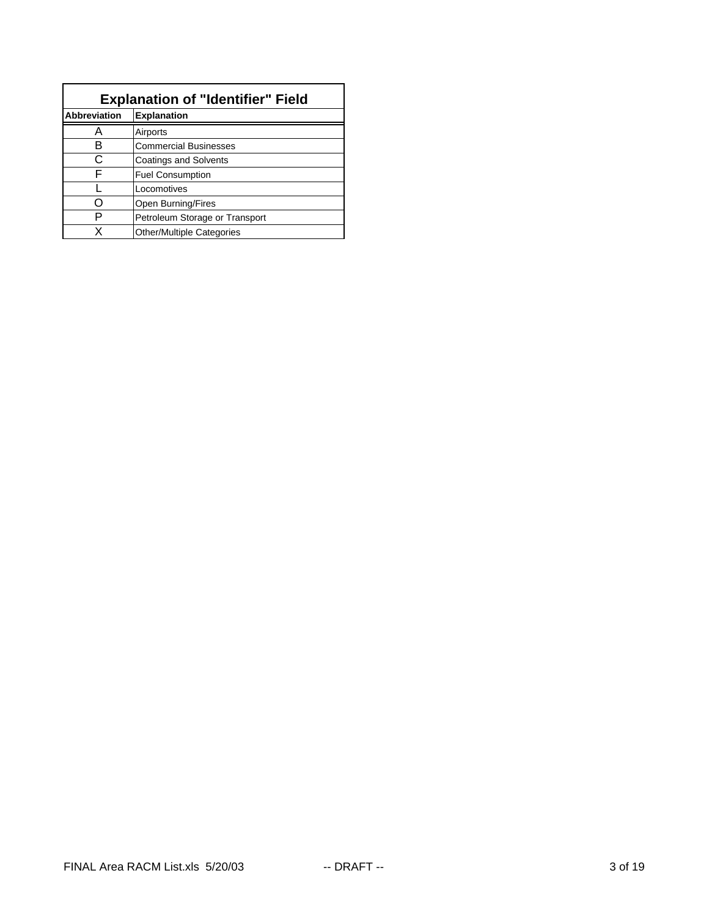## Explanation of "Identifier" Field

| Abbreviation | Explanation |
|---|---|
| A | Airports |
| B | Commercial Businesses |
| C | Coatings and Solvents |
| F | Fuel Consumption |
| L | Locomotives |
| O | Open Burning/Fires |
| P | Petroleum Storage or Transport |
| X | Other/Multiple Categories |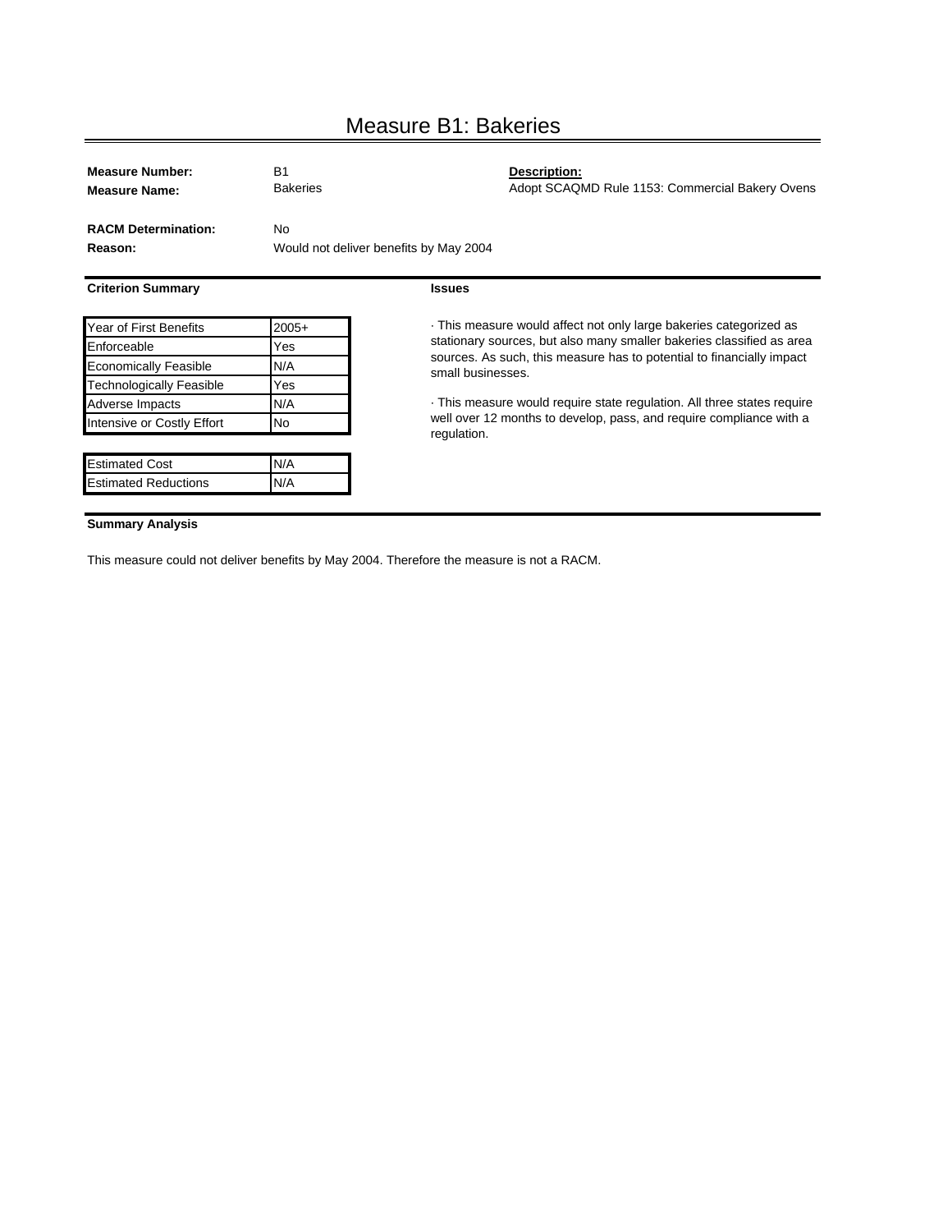# Measure B1: Bakeries

**Measure Number:** B1
**Measure Name:** Bakeries

**Description:**
Adopt SCAQMD Rule 1153: Commercial Bakery Ovens

**RACM Determination:** No
**Reason:** Would not deliver benefits by May 2004

**Criterion Summary**

| Criterion | Value |
|---|---|
| Year of First Benefits | 2005+ |
| Enforceable | Yes |
| Economically Feasible | N/A |
| Technologically Feasible | Yes |
| Adverse Impacts | N/A |
| Intensive or Costly Effort | No |

| Item | Value |
|---|---|
| Estimated Cost | N/A |
| Estimated Reductions | N/A |

**Issues**

· This measure would affect not only large bakeries categorized as stationary sources, but also many smaller bakeries classified as area sources. As such, this measure has to potential to financially impact small businesses.

· This measure would require state regulation. All three states require well over 12 months to develop, pass, and require compliance with a regulation.

**Summary Analysis**

This measure could not deliver benefits by May 2004. Therefore the measure is not a RACM.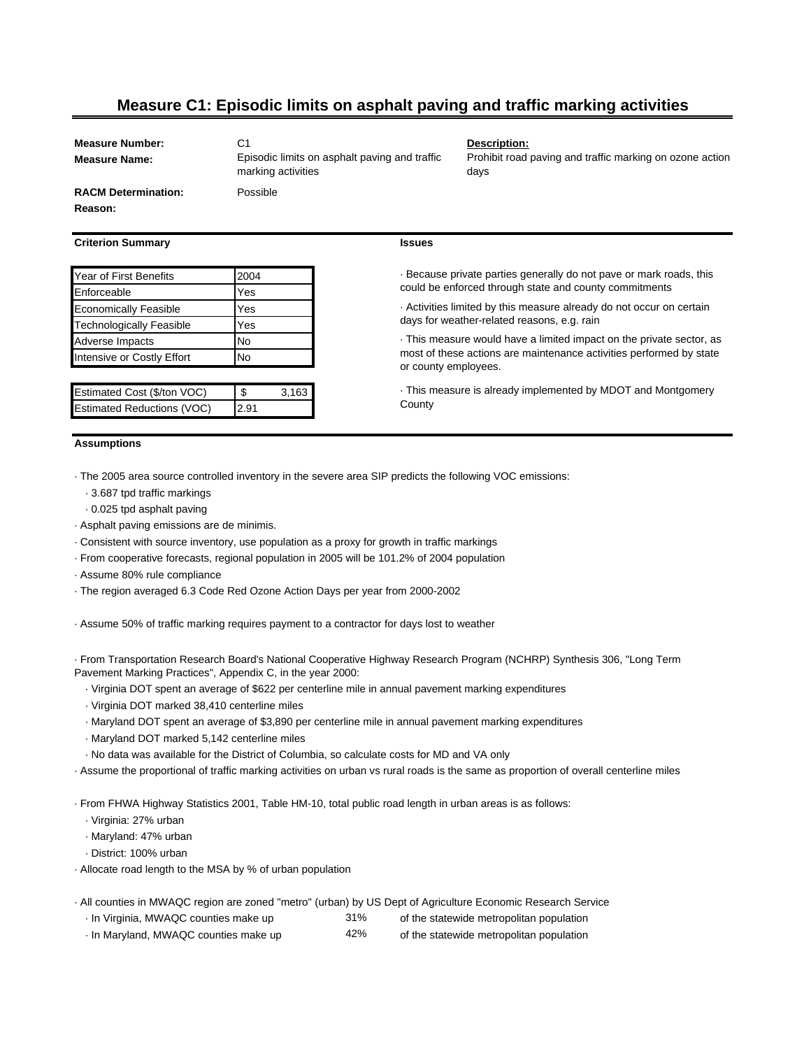# Measure C1: Episodic limits on asphalt paving and traffic marking activities

**Measure Number:** C1

**Measure Name:** Episodic limits on asphalt paving and traffic marking activities

**RACM Determination:** Possible

**Reason:**

**Description:**
Prohibit road paving and traffic marking on ozone action days

**Criterion Summary**

| Criterion | Value |
|---|---|
| Year of First Benefits | 2004 |
| Enforceable | Yes |
| Economically Feasible | Yes |
| Technologically Feasible | Yes |
| Adverse Impacts | No |
| Intensive or Costly Effort | No |

| Estimate | Value |
|---|---|
| Estimated Cost ($/ton VOC) | $ 3,163 |
| Estimated Reductions (VOC) | 2.91 |

**Issues**

· Because private parties generally do not pave or mark roads, this could be enforced through state and county commitments

· Activities limited by this measure already do not occur on certain days for weather-related reasons, e.g. rain

· This measure would have a limited impact on the private sector, as most of these actions are maintenance activities performed by state or county employees.

· This measure is already implemented by MDOT and Montgomery County

**Assumptions**

· The 2005 area source controlled inventory in the severe area SIP predicts the following VOC emissions:
  · 3.687 tpd traffic markings
  · 0.025 tpd asphalt paving

· Asphalt paving emissions are de minimis.

· Consistent with source inventory, use population as a proxy for growth in traffic markings

· From cooperative forecasts, regional population in 2005 will be 101.2% of 2004 population

· Assume 80% rule compliance

· The region averaged 6.3 Code Red Ozone Action Days per year from 2000-2002

· Assume 50% of traffic marking requires payment to a contractor for days lost to weather

· From Transportation Research Board's National Cooperative Highway Research Program (NCHRP) Synthesis 306, "Long Term Pavement Marking Practices", Appendix C, in the year 2000:
  · Virginia DOT spent an average of $622 per centerline mile in annual pavement marking expenditures
  · Virginia DOT marked 38,410 centerline miles
  · Maryland DOT spent an average of $3,890 per centerline mile in annual pavement marking expenditures
  · Maryland DOT marked 5,142 centerline miles
  · No data was available for the District of Columbia, so calculate costs for MD and VA only

· Assume the proportional of traffic marking activities on urban vs rural roads is the same as proportion of overall centerline miles

· From FHWA Highway Statistics 2001, Table HM-10, total public road length in urban areas is as follows:
  · Virginia: 27% urban
  · Maryland: 47% urban
  · District: 100% urban

· Allocate road length to the MSA by % of urban population

· All counties in MWAQC region are zoned "metro" (urban) by US Dept of Agriculture Economic Research Service
  · In Virginia, MWAQC counties make up 31% of the statewide metropolitan population
  · In Maryland, MWAQC counties make up 42% of the statewide metropolitan population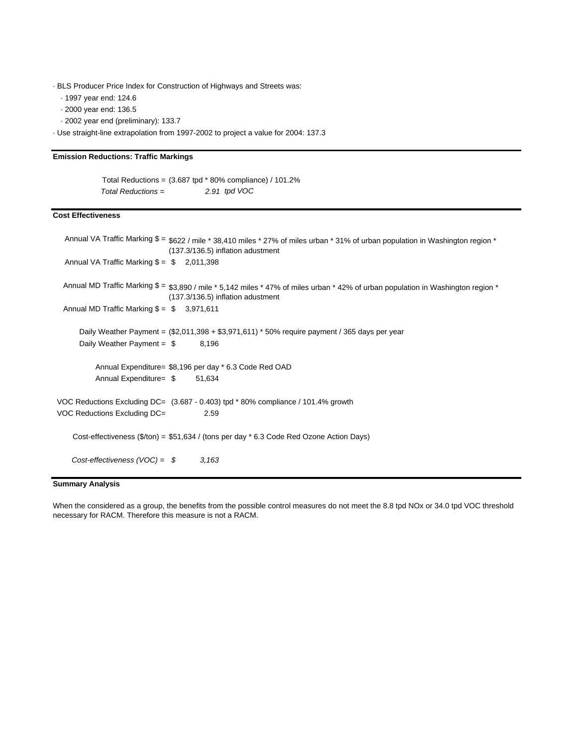- BLS Producer Price Index for Construction of Highways and Streets was:
  - 1997 year end: 124.6
  - 2000 year end: 136.5
  - 2002 year end (preliminary): 133.7
- Use straight-line extrapolation from 1997-2002 to project a value for 2004: 137.3

**Emission Reductions: Traffic Markings**

Total Reductions = (3.687 tpd * 80% compliance) / 101.2%

*Total Reductions = 2.91 tpd VOC*

**Cost Effectiveness**

Annual VA Traffic Marking $ = $622 / mile * 38,410 miles * 27% of miles urban * 31% of urban population in Washington region * (137.3/136.5) inflation adustment

Annual VA Traffic Marking $ = $ 2,011,398

Annual MD Traffic Marking $ = $3,890 / mile * 5,142 miles * 47% of miles urban * 42% of urban population in Washington region * (137.3/136.5) inflation adustment

Annual MD Traffic Marking $ = $ 3,971,611

Daily Weather Payment = ($2,011,398 + $3,971,611) * 50% require payment / 365 days per year

Daily Weather Payment = $ 8,196

Annual Expenditure= $8,196 per day * 6.3 Code Red OAD

Annual Expenditure= $ 51,634

VOC Reductions Excluding DC= (3.687 - 0.403) tpd * 80% compliance / 101.4% growth

VOC Reductions Excluding DC= 2.59

Cost-effectiveness ($/ton) = $51,634 / (tons per day * 6.3 Code Red Ozone Action Days)

*Cost-effectiveness (VOC) = $ 3,163*

**Summary Analysis**

When the considered as a group, the benefits from the possible control measures do not meet the 8.8 tpd NOx or 34.0 tpd VOC threshold necessary for RACM. Therefore this measure is not a RACM.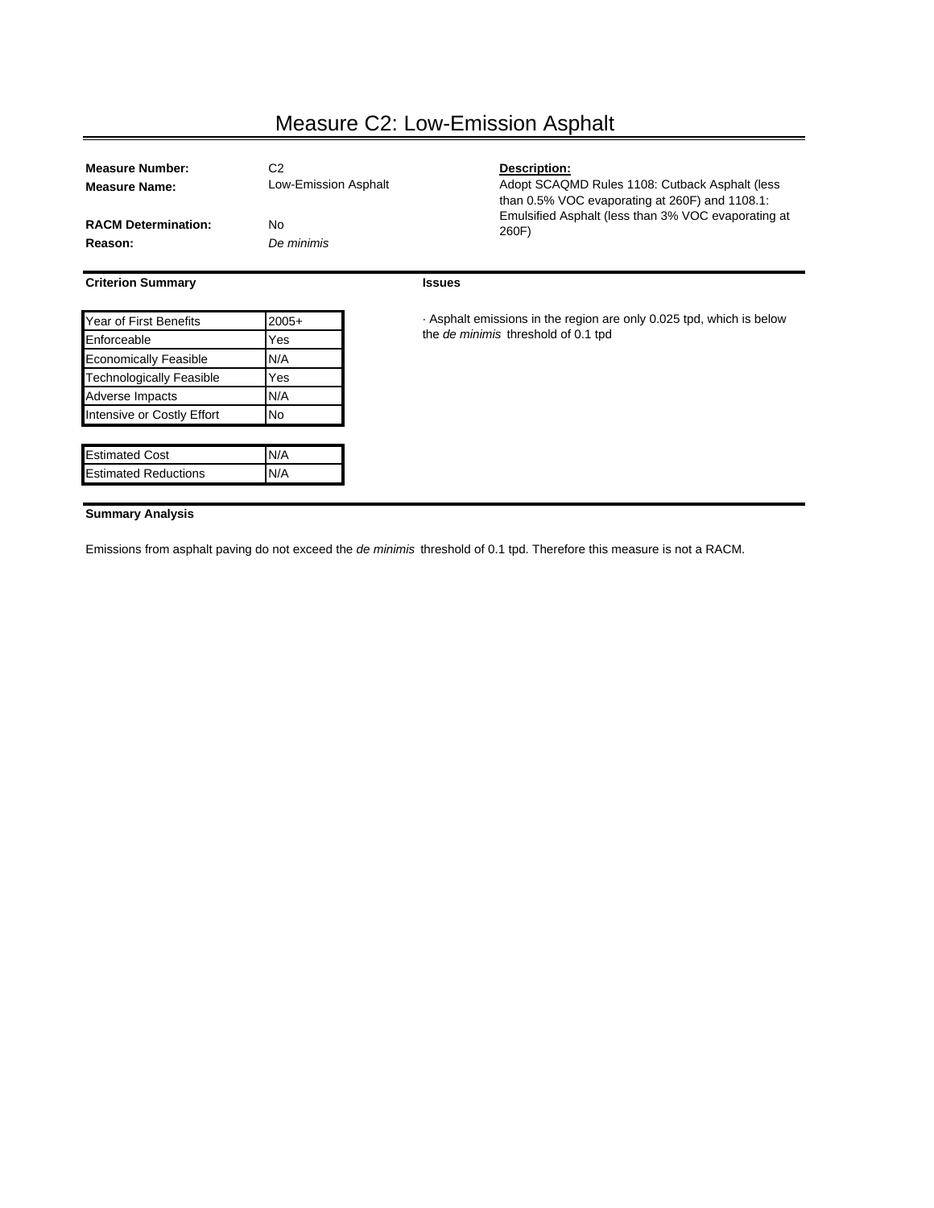# Measure C2: Low-Emission Asphalt

**Measure Number:** C2

**Measure Name:** Low-Emission Asphalt

**RACM Determination:** No

**Reason:** *De minimis*

**Description:**

Adopt SCAQMD Rules 1108: Cutback Asphalt (less than 0.5% VOC evaporating at 260F) and 1108.1: Emulsified Asphalt (less than 3% VOC evaporating at 260F)

**Criterion Summary**

| Criterion | Value |
|---|---|
| Year of First Benefits | 2005+ |
| Enforceable | Yes |
| Economically Feasible | N/A |
| Technologically Feasible | Yes |
| Adverse Impacts | N/A |
| Intensive or Costly Effort | No |

| Estimate | Value |
|---|---|
| Estimated Cost | N/A |
| Estimated Reductions | N/A |

**Issues**

· Asphalt emissions in the region are only 0.025 tpd, which is below the *de minimis* threshold of 0.1 tpd

**Summary Analysis**

Emissions from asphalt paving do not exceed the *de minimis* threshold of 0.1 tpd. Therefore this measure is not a RACM.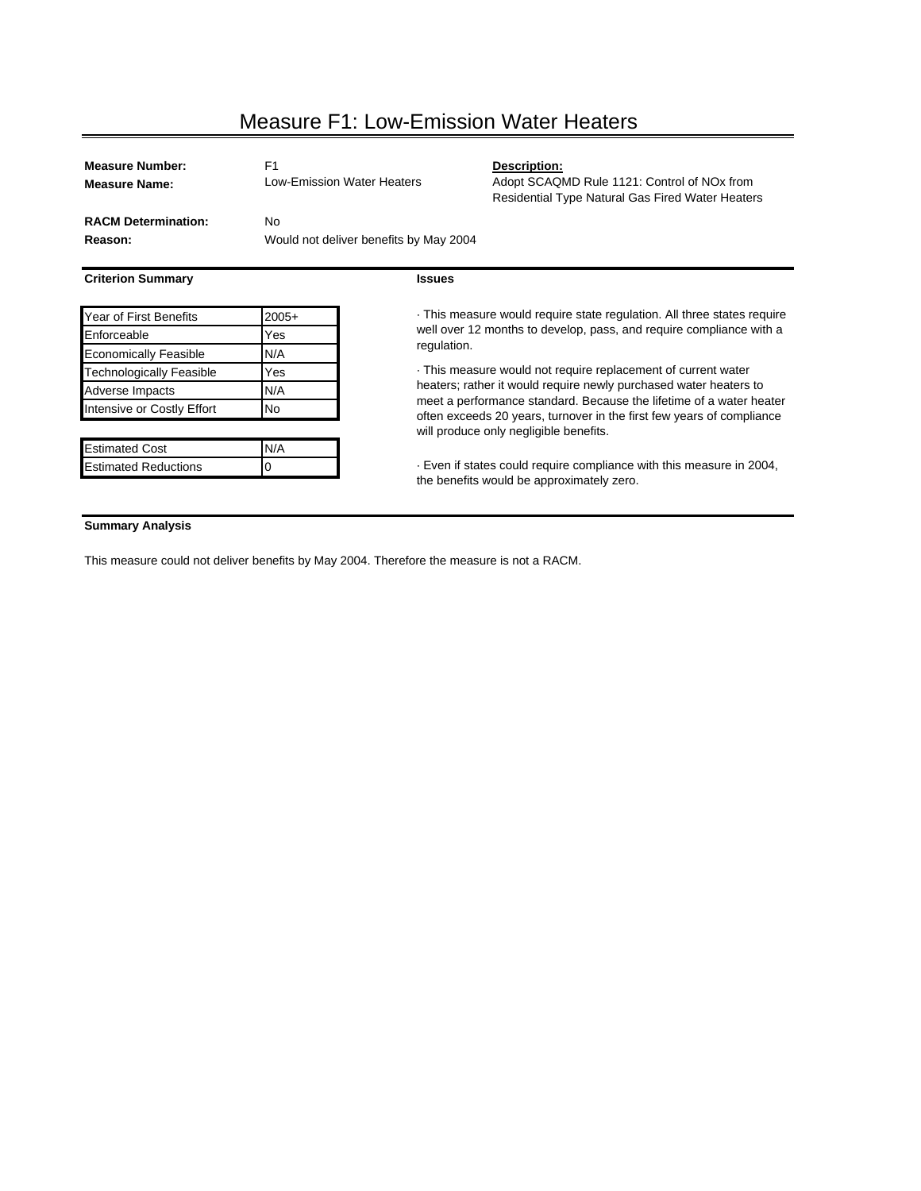# Measure F1: Low-Emission Water Heaters

**Measure Number:** F1

**Measure Name:** Low-Emission Water Heaters

**Description:**
Adopt SCAQMD Rule 1121: Control of NOx from Residential Type Natural Gas Fired Water Heaters

**RACM Determination:** No

**Reason:** Would not deliver benefits by May 2004

### Criterion Summary

| Criterion | Value |
|---|---|
| Year of First Benefits | 2005+ |
| Enforceable | Yes |
| Economically Feasible | N/A |
| Technologically Feasible | Yes |
| Adverse Impacts | N/A |
| Intensive or Costly Effort | No |

| Item | Value |
|---|---|
| Estimated Cost | N/A |
| Estimated Reductions | 0 |

### Issues

- This measure would require state regulation. All three states require well over 12 months to develop, pass, and require compliance with a regulation.
- This measure would not require replacement of current water heaters; rather it would require newly purchased water heaters to meet a performance standard. Because the lifetime of a water heater often exceeds 20 years, turnover in the first few years of compliance will produce only negligible benefits.
- Even if states could require compliance with this measure in 2004, the benefits would be approximately zero.

### Summary Analysis

This measure could not deliver benefits by May 2004. Therefore the measure is not a RACM.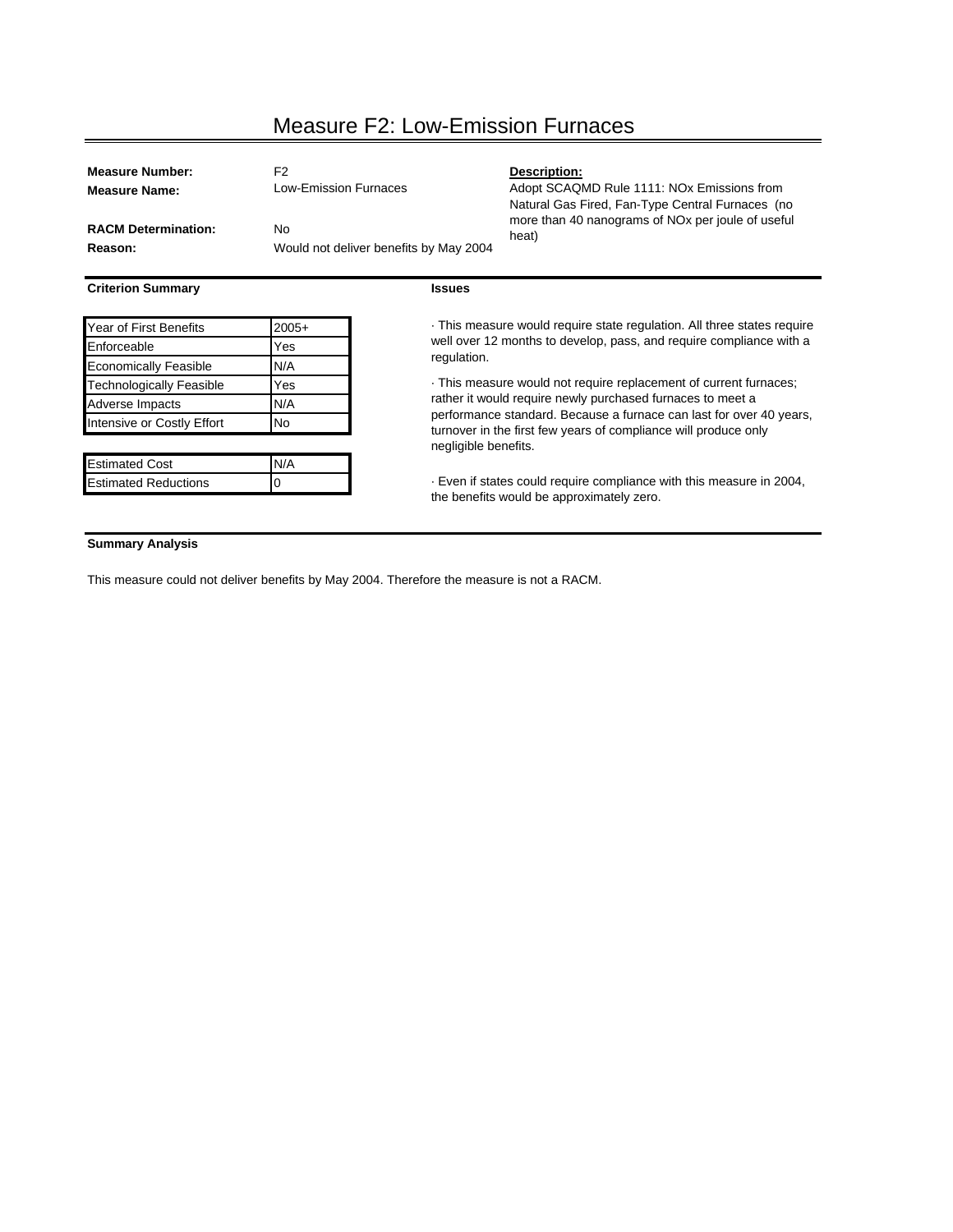# Measure F2: Low-Emission Furnaces

**Measure Number:** F2

**Measure Name:** Low-Emission Furnaces

**RACM Determination:** No

**Reason:** Would not deliver benefits by May 2004

**Description:**
Adopt SCAQMD Rule 1111: NOx Emissions from Natural Gas Fired, Fan-Type Central Furnaces (no more than 40 nanograms of NOx per joule of useful heat)

**Criterion Summary**

| Criterion | Value |
|---|---|
| Year of First Benefits | 2005+ |
| Enforceable | Yes |
| Economically Feasible | N/A |
| Technologically Feasible | Yes |
| Adverse Impacts | N/A |
| Intensive or Costly Effort | No |

| Item | Value |
|---|---|
| Estimated Cost | N/A |
| Estimated Reductions | 0 |

**Issues**

· This measure would require state regulation. All three states require well over 12 months to develop, pass, and require compliance with a regulation.

· This measure would not require replacement of current furnaces; rather it would require newly purchased furnaces to meet a performance standard. Because a furnace can last for over 40 years, turnover in the first few years of compliance will produce only negligible benefits.

· Even if states could require compliance with this measure in 2004, the benefits would be approximately zero.

**Summary Analysis**

This measure could not deliver benefits by May 2004. Therefore the measure is not a RACM.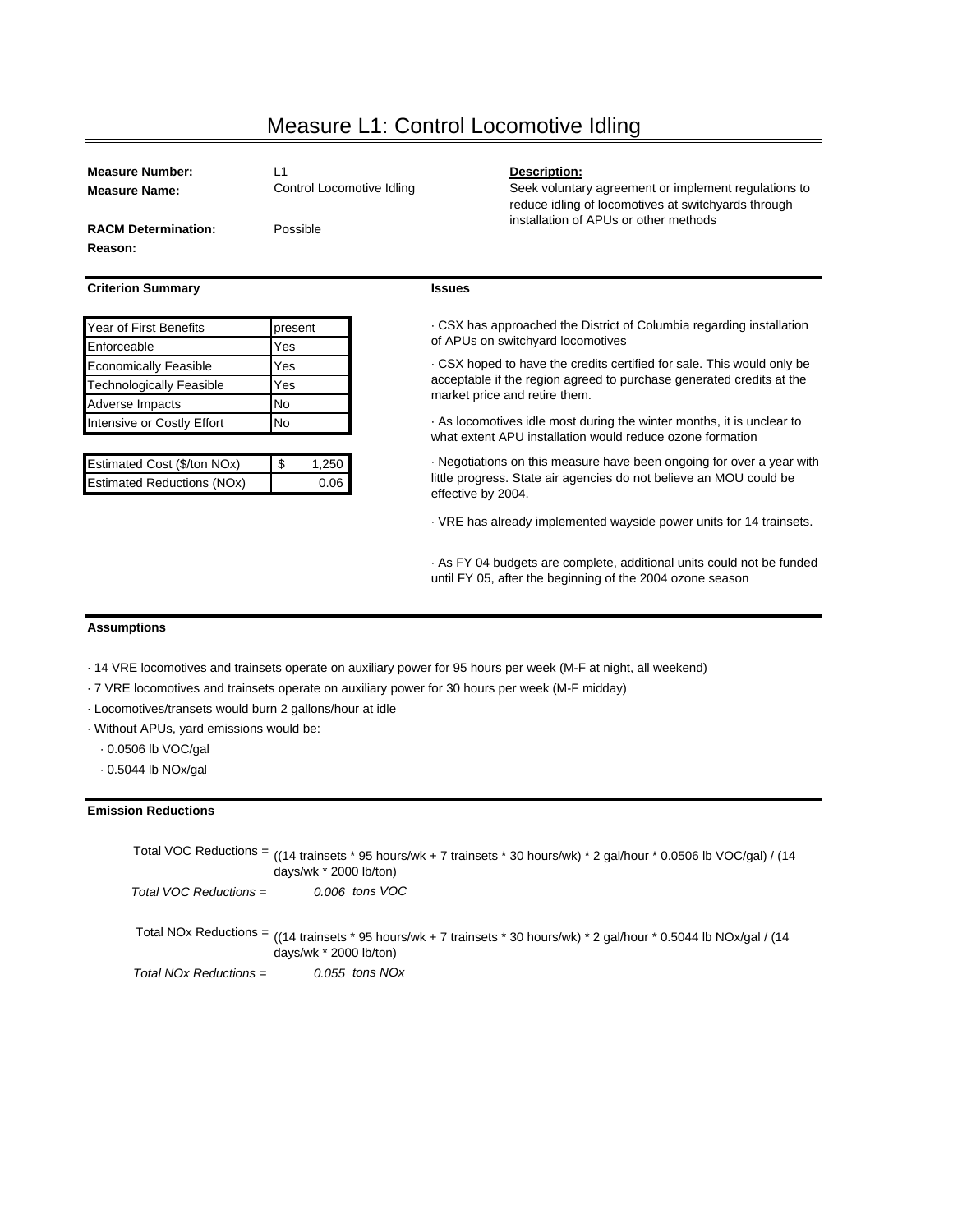# Measure L1: Control Locomotive Idling

**Measure Number:** L1

**Measure Name:** Control Locomotive Idling

**RACM Determination:** Possible

**Reason:**

**Description:**

Seek voluntary agreement or implement regulations to reduce idling of locomotives at switchyards through installation of APUs or other methods

**Criterion Summary**

| Criterion | Value |
|---|---|
| Year of First Benefits | present |
| Enforceable | Yes |
| Economically Feasible | Yes |
| Technologically Feasible | Yes |
| Adverse Impacts | No |
| Intensive or Costly Effort | No |

| Estimate | Value |
|---|---|
| Estimated Cost ($/ton NOx) | $ 1,250 |
| Estimated Reductions (NOx) | 0.06 |

**Issues**

· CSX has approached the District of Columbia regarding installation of APUs on switchyard locomotives

· CSX hoped to have the credits certified for sale. This would only be acceptable if the region agreed to purchase generated credits at the market price and retire them.

· As locomotives idle most during the winter months, it is unclear to what extent APU installation would reduce ozone formation

· Negotiations on this measure have been ongoing for over a year with little progress. State air agencies do not believe an MOU could be effective by 2004.

· VRE has already implemented wayside power units for 14 trainsets.

· As FY 04 budgets are complete, additional units could not be funded until FY 05, after the beginning of the 2004 ozone season

**Assumptions**

· 14 VRE locomotives and trainsets operate on auxiliary power for 95 hours per week (M-F at night, all weekend)

· 7 VRE locomotives and trainsets operate on auxiliary power for 30 hours per week (M-F midday)

· Locomotives/transets would burn 2 gallons/hour at idle

· Without APUs, yard emissions would be:

- · 0.0506 lb VOC/gal
- · 0.5044 lb NOx/gal

**Emission Reductions**

Total VOC Reductions = ((14 trainsets * 95 hours/wk + 7 trainsets * 30 hours/wk) * 2 gal/hour * 0.0506 lb VOC/gal) / (14 days/wk * 2000 lb/ton)

*Total VOC Reductions = 0.006 tons VOC*

Total NOx Reductions = ((14 trainsets * 95 hours/wk + 7 trainsets * 30 hours/wk) * 2 gal/hour * 0.5044 lb NOx/gal / (14 days/wk * 2000 lb/ton)

*Total NOx Reductions = 0.055 tons NOx*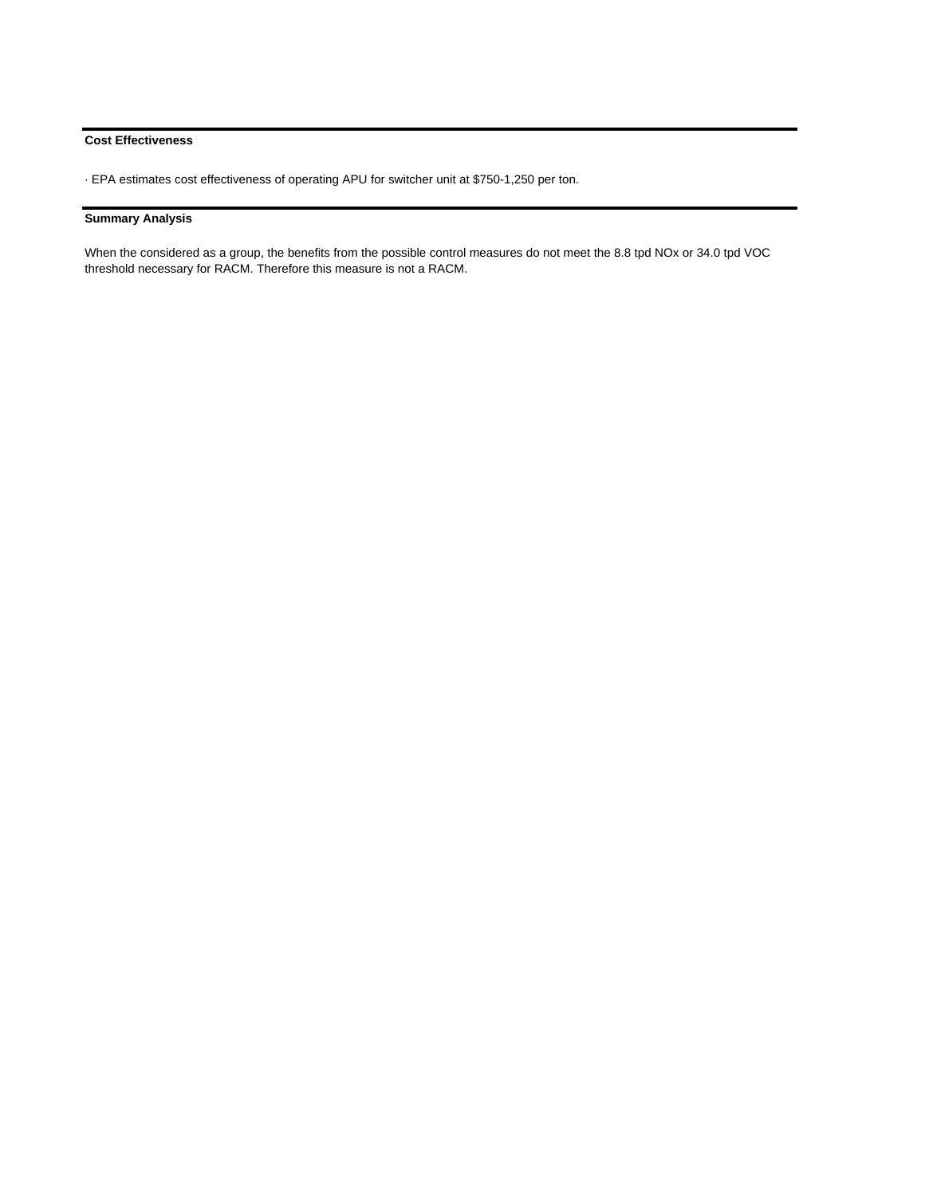**Cost Effectiveness**

· EPA estimates cost effectiveness of operating APU for switcher unit at $750-1,250 per ton.

**Summary Analysis**

When the considered as a group, the benefits from the possible control measures do not meet the 8.8 tpd NOx or 34.0 tpd VOC threshold necessary for RACM. Therefore this measure is not a RACM.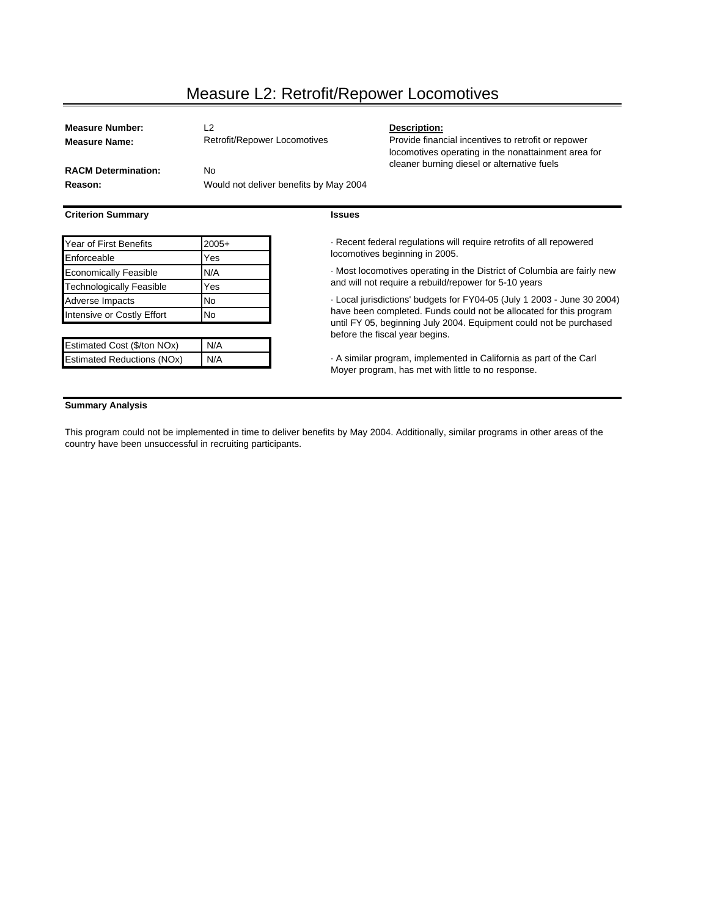# Measure L2: Retrofit/Repower Locomotives

**Measure Number:** L2

**Measure Name:** Retrofit/Repower Locomotives

**RACM Determination:** No

**Reason:** Would not deliver benefits by May 2004

**Description:**
Provide financial incentives to retrofit or repower locomotives operating in the nonattainment area for cleaner burning diesel or alternative fuels

**Criterion Summary**

| Criterion | Value |
|---|---|
| Year of First Benefits | 2005+ |
| Enforceable | Yes |
| Economically Feasible | N/A |
| Technologically Feasible | Yes |
| Adverse Impacts | No |
| Intensive or Costly Effort | No |

| Estimate | Value |
|---|---|
| Estimated Cost ($/ton NOx) | N/A |
| Estimated Reductions (NOx) | N/A |

**Issues**

- Recent federal regulations will require retrofits of all repowered locomotives beginning in 2005.
- Most locomotives operating in the District of Columbia are fairly new and will not require a rebuild/repower for 5-10 years
- Local jurisdictions' budgets for FY04-05 (July 1 2003 - June 30 2004) have been completed. Funds could not be allocated for this program until FY 05, beginning July 2004. Equipment could not be purchased before the fiscal year begins.
- A similar program, implemented in California as part of the Carl Moyer program, has met with little to no response.

**Summary Analysis**

This program could not be implemented in time to deliver benefits by May 2004. Additionally, similar programs in other areas of the country have been unsuccessful in recruiting participants.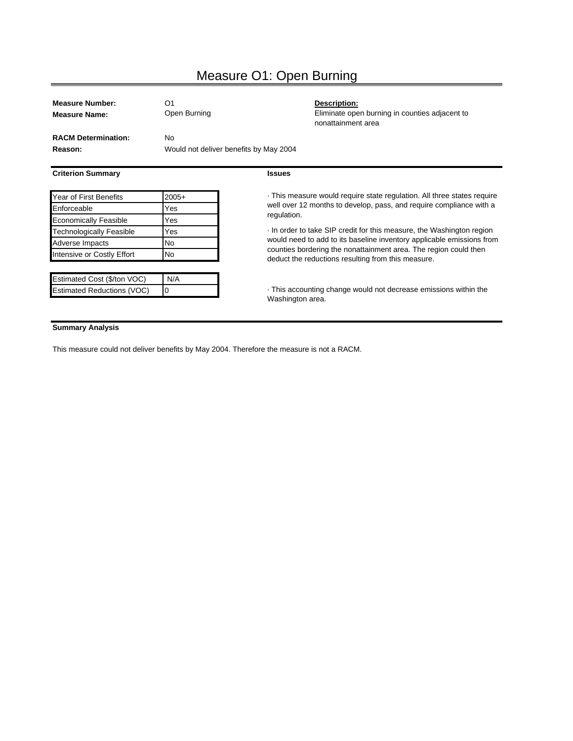# Measure O1: Open Burning

**Measure Number:** O1

**Measure Name:** Open Burning

**Description:**
Eliminate open burning in counties adjacent to nonattainment area

**RACM Determination:** No

**Reason:** Would not deliver benefits by May 2004

**Criterion Summary**

| Criterion | Value |
|---|---|
| Year of First Benefits | 2005+ |
| Enforceable | Yes |
| Economically Feasible | Yes |
| Technologically Feasible | Yes |
| Adverse Impacts | No |
| Intensive or Costly Effort | No |

| Estimate | Value |
|---|---|
| Estimated Cost ($/ton VOC) | N/A |
| Estimated Reductions (VOC) | 0 |

**Issues**

· This measure would require state regulation. All three states require well over 12 months to develop, pass, and require compliance with a regulation.

· In order to take SIP credit for this measure, the Washington region would need to add to its baseline inventory applicable emissions from counties bordering the nonattainment area. The region could then deduct the reductions resulting from this measure.

· This accounting change would not decrease emissions within the Washington area.

**Summary Analysis**

This measure could not deliver benefits by May 2004. Therefore the measure is not a RACM.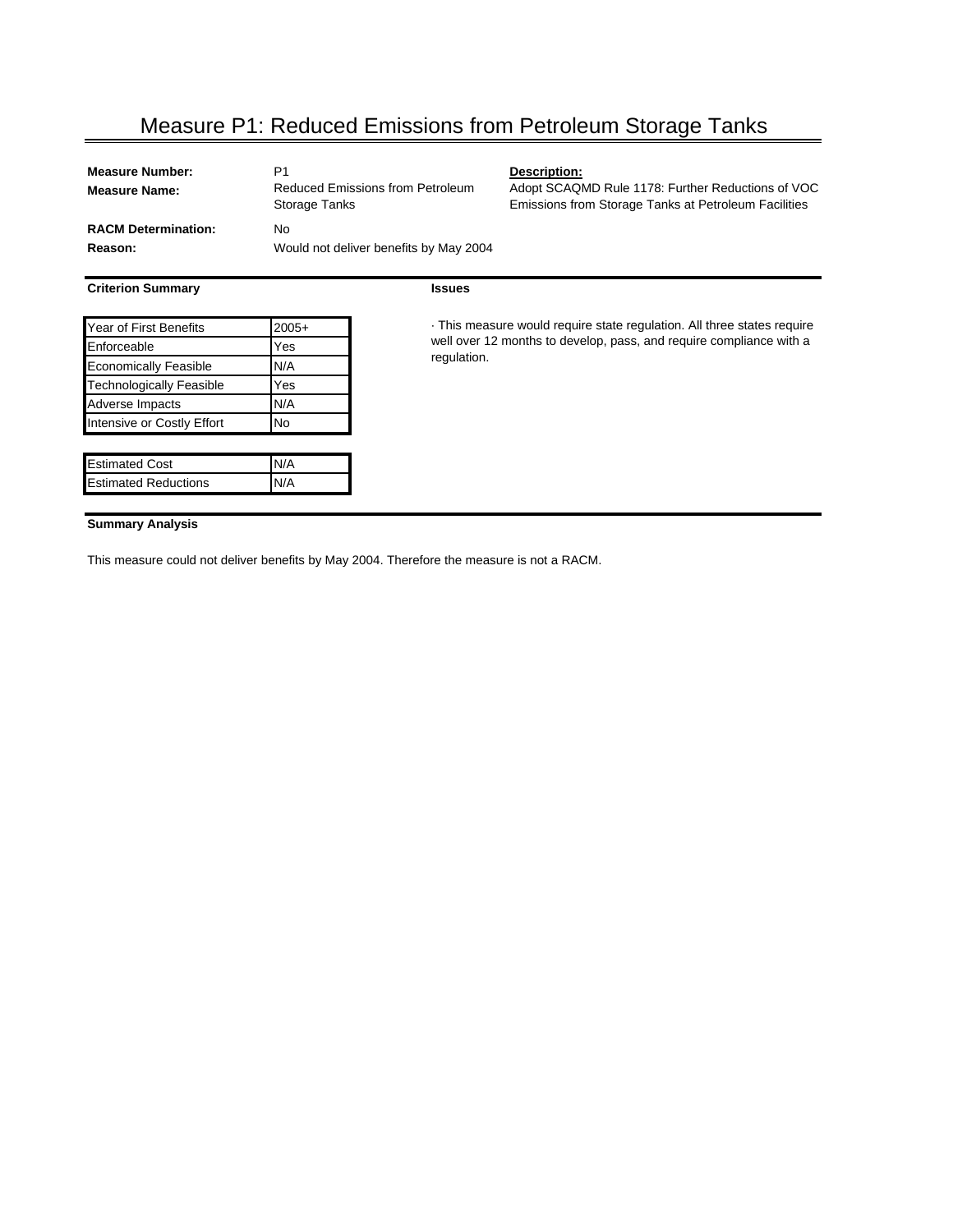# Measure P1: Reduced Emissions from Petroleum Storage Tanks

**Measure Number:** P1

**Measure Name:** Reduced Emissions from Petroleum Storage Tanks

**RACM Determination:** No

**Reason:** Would not deliver benefits by May 2004

**Description:**
Adopt SCAQMD Rule 1178: Further Reductions of VOC Emissions from Storage Tanks at Petroleum Facilities

**Criterion Summary**

| Criterion | Value |
|---|---|
| Year of First Benefits | 2005+ |
| Enforceable | Yes |
| Economically Feasible | N/A |
| Technologically Feasible | Yes |
| Adverse Impacts | N/A |
| Intensive or Costly Effort | No |

| Item | Value |
|---|---|
| Estimated Cost | N/A |
| Estimated Reductions | N/A |

**Issues**

· This measure would require state regulation. All three states require well over 12 months to develop, pass, and require compliance with a regulation.

**Summary Analysis**

This measure could not deliver benefits by May 2004. Therefore the measure is not a RACM.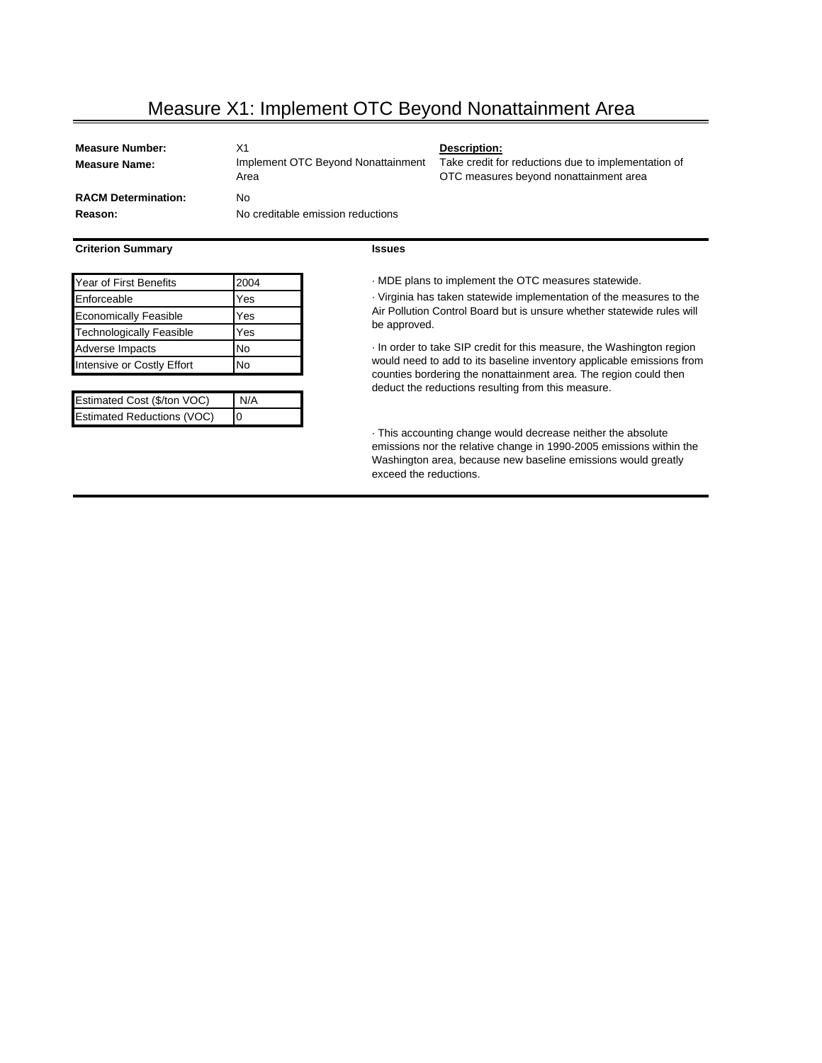# Measure X1: Implement OTC Beyond Nonattainment Area

**Measure Number:** X1

**Measure Name:** Implement OTC Beyond Nonattainment Area

**RACM Determination:** No

**Reason:** No creditable emission reductions

**Description:**

Take credit for reductions due to implementation of OTC measures beyond nonattainment area

**Criterion Summary**

| Year of First Benefits | 2004 |
|---|---|
| Enforceable | Yes |
| Economically Feasible | Yes |
| Technologically Feasible | Yes |
| Adverse Impacts | No |
| Intensive or Costly Effort | No |

| Estimated Cost ($/ton VOC) | N/A |
|---|---|
| Estimated Reductions (VOC) | 0 |

**Issues**

· MDE plans to implement the OTC measures statewide.

· Virginia has taken statewide implementation of the measures to the Air Pollution Control Board but is unsure whether statewide rules will be approved.

· In order to take SIP credit for this measure, the Washington region would need to add to its baseline inventory applicable emissions from counties bordering the nonattainment area. The region could then deduct the reductions resulting from this measure.

· This accounting change would decrease neither the absolute emissions nor the relative change in 1990-2005 emissions within the Washington area, because new baseline emissions would greatly exceed the reductions.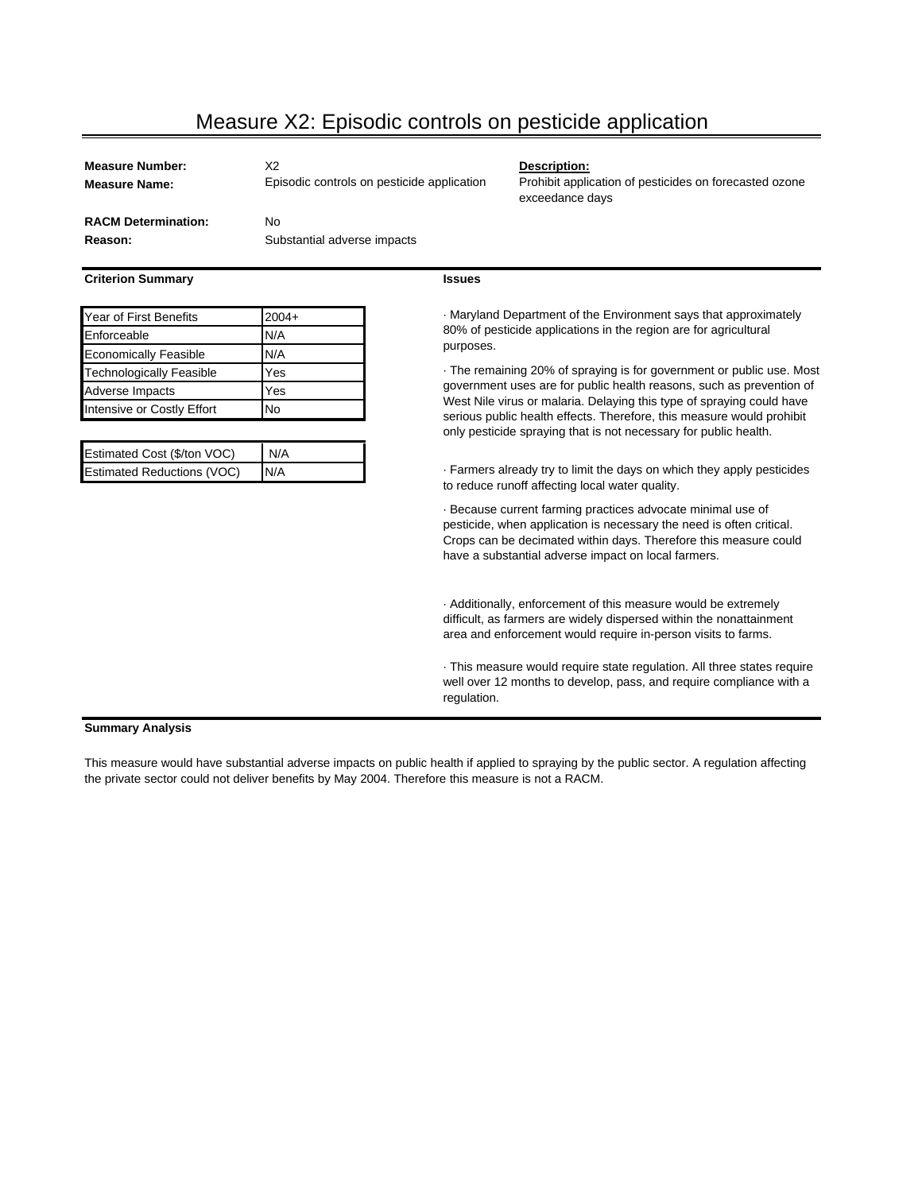# Measure X2: Episodic controls on pesticide application

**Measure Number:** X2

**Measure Name:** Episodic controls on pesticide application

**Description:**
Prohibit application of pesticides on forecasted ozone exceedance days

**RACM Determination:** No

**Reason:** Substantial adverse impacts

**Criterion Summary**

| Criterion | Value |
|---|---|
| Year of First Benefits | 2004+ |
| Enforceable | N/A |
| Economically Feasible | N/A |
| Technologically Feasible | Yes |
| Adverse Impacts | Yes |
| Intensive or Costly Effort | No |

| Estimate | Value |
|---|---|
| Estimated Cost ($/ton VOC) | N/A |
| Estimated Reductions (VOC) | N/A |

**Issues**

· Maryland Department of the Environment says that approximately 80% of pesticide applications in the region are for agricultural purposes.

· The remaining 20% of spraying is for government or public use. Most government uses are for public health reasons, such as prevention of West Nile virus or malaria. Delaying this type of spraying could have serious public health effects. Therefore, this measure would prohibit only pesticide spraying that is not necessary for public health.

· Farmers already try to limit the days on which they apply pesticides to reduce runoff affecting local water quality.

· Because current farming practices advocate minimal use of pesticide, when application is necessary the need is often critical. Crops can be decimated within days. Therefore this measure could have a substantial adverse impact on local farmers.

· Additionally, enforcement of this measure would be extremely difficult, as farmers are widely dispersed within the nonattainment area and enforcement would require in-person visits to farms.

· This measure would require state regulation. All three states require well over 12 months to develop, pass, and require compliance with a regulation.

**Summary Analysis**

This measure would have substantial adverse impacts on public health if applied to spraying by the public sector. A regulation affecting the private sector could not deliver benefits by May 2004. Therefore this measure is not a RACM.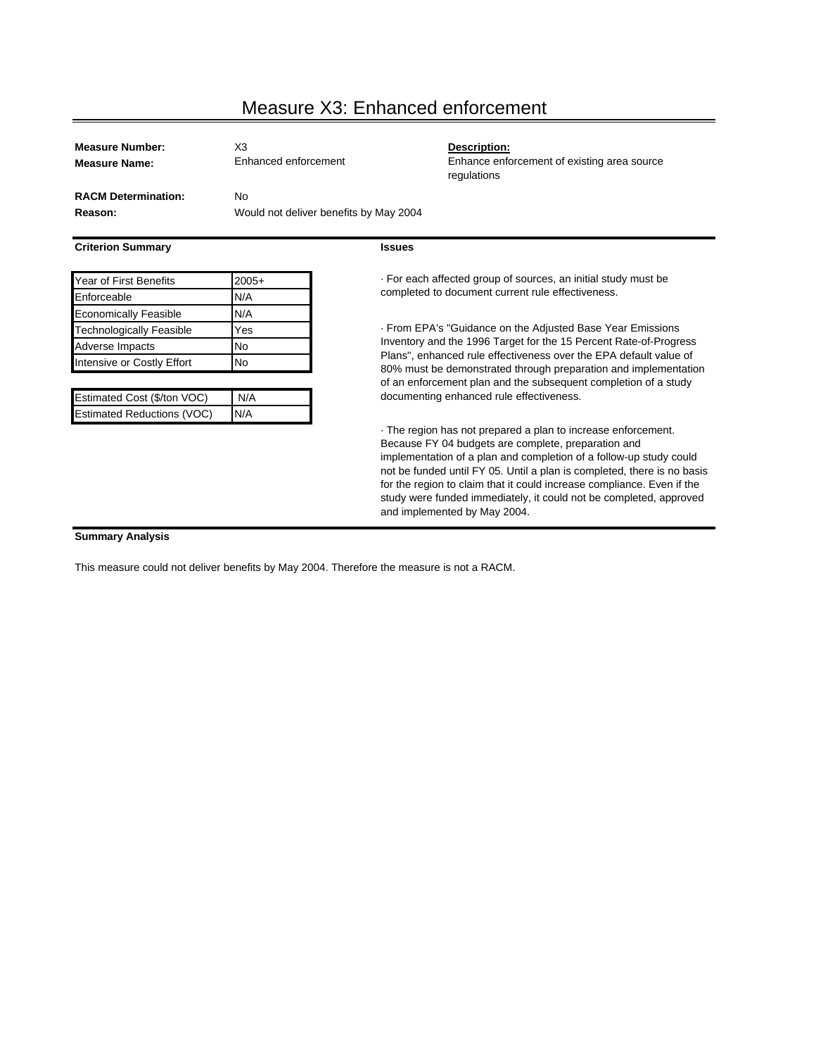# Measure X3: Enhanced enforcement

**Measure Number:** X3

**Measure Name:** Enhanced enforcement

**Description:**
Enhance enforcement of existing area source regulations

**RACM Determination:** No

**Reason:** Would not deliver benefits by May 2004

**Criterion Summary**

| Criterion | Value |
|---|---|
| Year of First Benefits | 2005+ |
| Enforceable | N/A |
| Economically Feasible | N/A |
| Technologically Feasible | Yes |
| Adverse Impacts | No |
| Intensive or Costly Effort | No |

| Estimate | Value |
|---|---|
| Estimated Cost ($/ton VOC) | N/A |
| Estimated Reductions (VOC) | N/A |

**Issues**

· For each affected group of sources, an initial study must be completed to document current rule effectiveness.

· From EPA's "Guidance on the Adjusted Base Year Emissions Inventory and the 1996 Target for the 15 Percent Rate-of-Progress Plans", enhanced rule effectiveness over the EPA default value of 80% must be demonstrated through preparation and implementation of an enforcement plan and the subsequent completion of a study documenting enhanced rule effectiveness.

· The region has not prepared a plan to increase enforcement. Because FY 04 budgets are complete, preparation and implementation of a plan and completion of a follow-up study could not be funded until FY 05. Until a plan is completed, there is no basis for the region to claim that it could increase compliance. Even if the study were funded immediately, it could not be completed, approved and implemented by May 2004.

**Summary Analysis**

This measure could not deliver benefits by May 2004. Therefore the measure is not a RACM.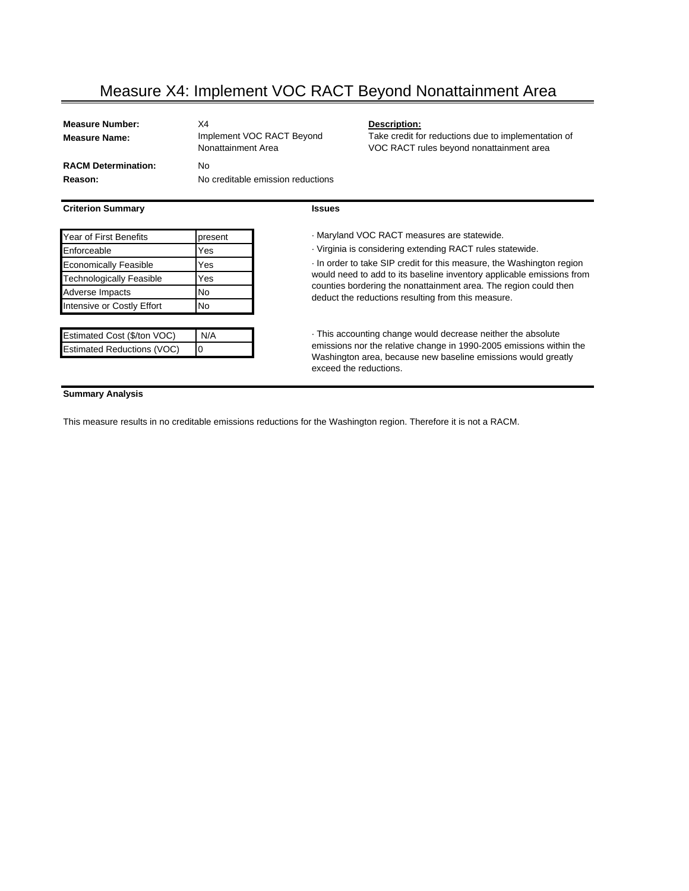# Measure X4: Implement VOC RACT Beyond Nonattainment Area

**Measure Number:** X4

**Measure Name:** Implement VOC RACT Beyond Nonattainment Area

**RACM Determination:** No

**Reason:** No creditable emission reductions

**Description:**

Take credit for reductions due to implementation of VOC RACT rules beyond nonattainment area

**Criterion Summary**

| Criterion | Value |
|---|---|
| Year of First Benefits | present |
| Enforceable | Yes |
| Economically Feasible | Yes |
| Technologically Feasible | Yes |
| Adverse Impacts | No |
| Intensive or Costly Effort | No |

| Estimate | Value |
|---|---|
| Estimated Cost ($/ton VOC) | N/A |
| Estimated Reductions (VOC) | 0 |

**Issues**

· Maryland VOC RACT measures are statewide.

· Virginia is considering extending RACT rules statewide.

· In order to take SIP credit for this measure, the Washington region would need to add to its baseline inventory applicable emissions from counties bordering the nonattainment area. The region could then deduct the reductions resulting from this measure.

· This accounting change would decrease neither the absolute emissions nor the relative change in 1990-2005 emissions within the Washington area, because new baseline emissions would greatly exceed the reductions.

**Summary Analysis**

This measure results in no creditable emissions reductions for the Washington region. Therefore it is not a RACM.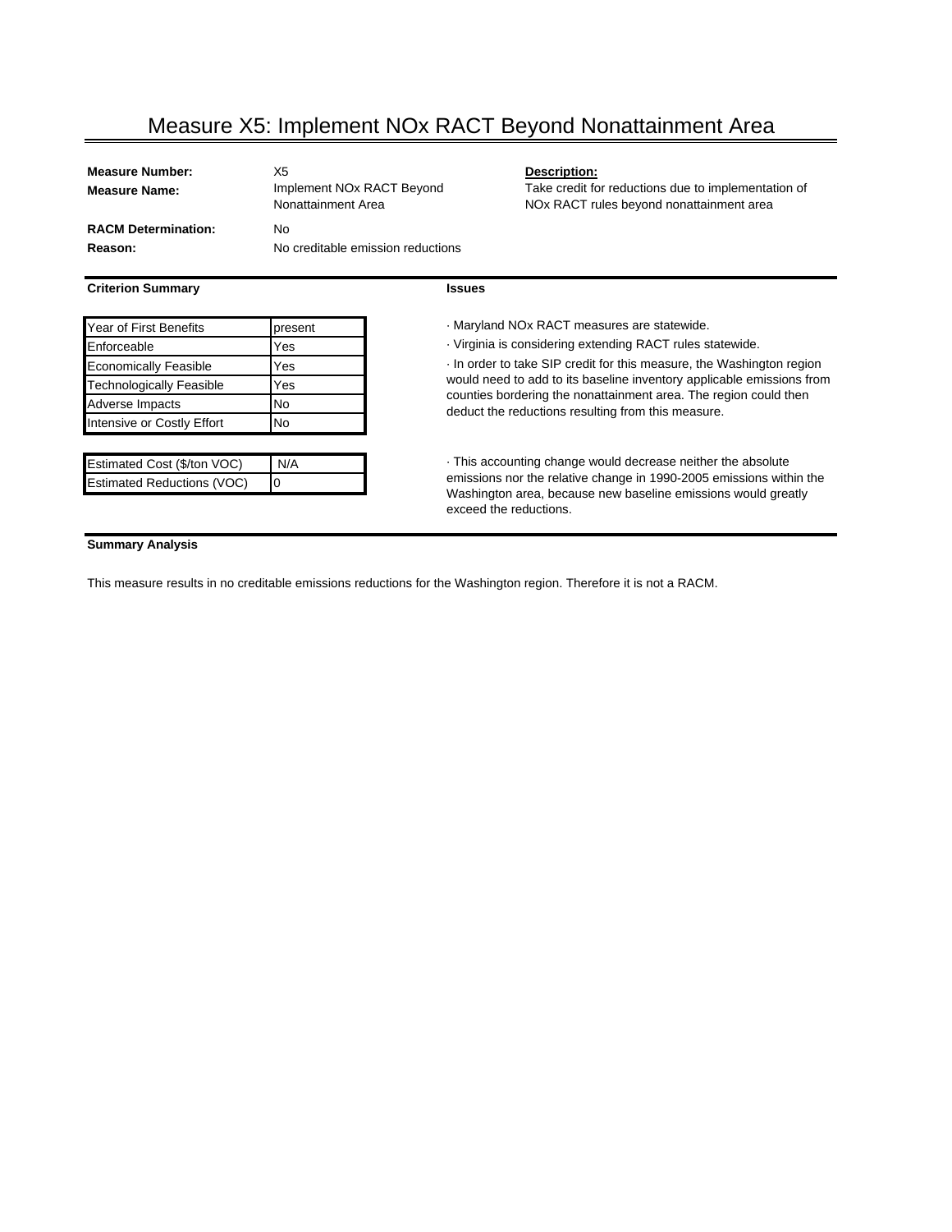# Measure X5: Implement NOx RACT Beyond Nonattainment Area

**Measure Number:** X5

**Measure Name:** Implement NOx RACT Beyond Nonattainment Area

**RACM Determination:** No

**Reason:** No creditable emission reductions

**Description:**
Take credit for reductions due to implementation of NOx RACT rules beyond nonattainment area

**Criterion Summary**

| | |
|---|---|
| Year of First Benefits | present |
| Enforceable | Yes |
| Economically Feasible | Yes |
| Technologically Feasible | Yes |
| Adverse Impacts | No |
| Intensive or Costly Effort | No |

| | |
|---|---|
| Estimated Cost ($/ton VOC) | N/A |
| Estimated Reductions (VOC) | 0 |

**Issues**

· Maryland NOx RACT measures are statewide.

· Virginia is considering extending RACT rules statewide.

· In order to take SIP credit for this measure, the Washington region would need to add to its baseline inventory applicable emissions from counties bordering the nonattainment area. The region could then deduct the reductions resulting from this measure.

· This accounting change would decrease neither the absolute emissions nor the relative change in 1990-2005 emissions within the Washington area, because new baseline emissions would greatly exceed the reductions.

**Summary Analysis**

This measure results in no creditable emissions reductions for the Washington region. Therefore it is not a RACM.